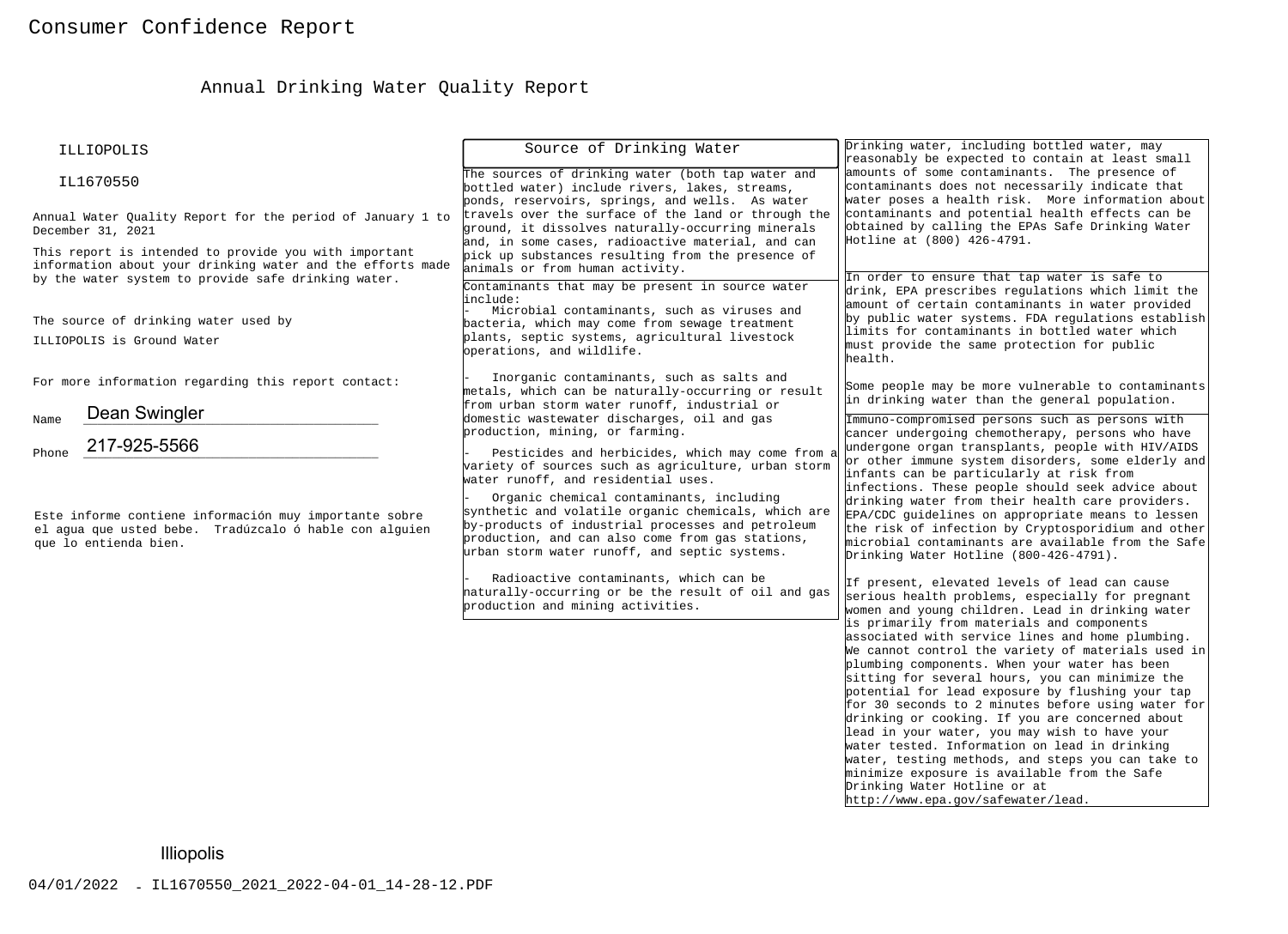# Consumer Confidence Report

## Annual Drinking Water Quality Report

ILLIOPOLIS

IL1670550

Annual Water Quality Report for the period of January 1 to December 31, 2021

This report is intended to provide you with important information about your drinking water and the efforts made by the water system to provide safe drinking water.

The source of drinking water used by ILLIOPOLIS is Ground Water

For more information regarding this report contact:

Name Dean Swingler

Phone 217-925-5566

Este informe contiene información muy importante sobre el agua que usted bebe. Tradúzcalo ó hable con alguien que lo entienda bien.

### Source of Drinking Water

The sources of drinking water (both tap water and bottled water) include rivers, lakes, streams, ponds, reservoirs, springs, and wells. As water travels over the surface of the land or through the ground, it dissolves naturally-occurring minerals and, in some cases, radioactive material, and can pick up substances resulting from the presence of animals or from human activity.

Contaminants that may be present in source water include:

- Microbial contaminants, such as viruses and bacteria, which may come from sewage treatment plants, septic systems, agricultural livestock operations, and wildlife.
- Inorganic contaminants, such as salts and metals, which can be naturally-occurring or result from urban storm water runoff, industrial or domestic wastewater discharges, oil and gas production, mining, or farming.
- Pesticides and herbicides, which may come from a variety of sources such as agriculture, urban storm water runoff, and residential uses.
- Organic chemical contaminants, including synthetic and volatile organic chemicals, which are by-products of industrial processes and petroleum production, and can also come from gas stations, urban storm water runoff, and septic systems.
- Radioactive contaminants, which can be naturally-occurring or be the result of oil and gas production and mining activities.

Drinking water, including bottled water, may reasonably be expected to contain at least small amounts of some contaminants. The presence of contaminants does not necessarily indicate that water poses a health risk. More information about contaminants and potential health effects can be obtained by calling the EPAs Safe Drinking Water Hotline at (800) 426-4791.

In order to ensure that tap water is safe to drink, EPA prescribes regulations which limit the amount of certain contaminants in water provided by public water systems. FDA regulations establish limits for contaminants in bottled water which must provide the same protection for public health.

Some people may be more vulnerable to contaminants in drinking water than the general population.

Immuno-compromised persons such as persons with cancer undergoing chemotherapy, persons who have undergone organ transplants, people with HIV/AIDS or other immune system disorders, some elderly and infants can be particularly at risk from infections. These people should seek advice about drinking water from their health care providers. EPA/CDC guidelines on appropriate means to lessen the risk of infection by Cryptosporidium and other microbial contaminants are available from the Safe Drinking Water Hotline (800-426-4791).

If present, elevated levels of lead can cause serious health problems, especially for pregnant women and young children. Lead in drinking water is primarily from materials and components associated with service lines and home plumbing. We cannot control the variety of materials used in plumbing components. When your water has been sitting for several hours, you can minimize the potential for lead exposure by flushing your tap for 30 seconds to 2 minutes before using water for drinking or cooking. If you are concerned about lead in your water, you may wish to have your water tested. Information on lead in drinking water, testing methods, and steps you can take to minimize exposure is available from the Safe Drinking Water Hotline or at http://www.epa.gov/safewater/lead.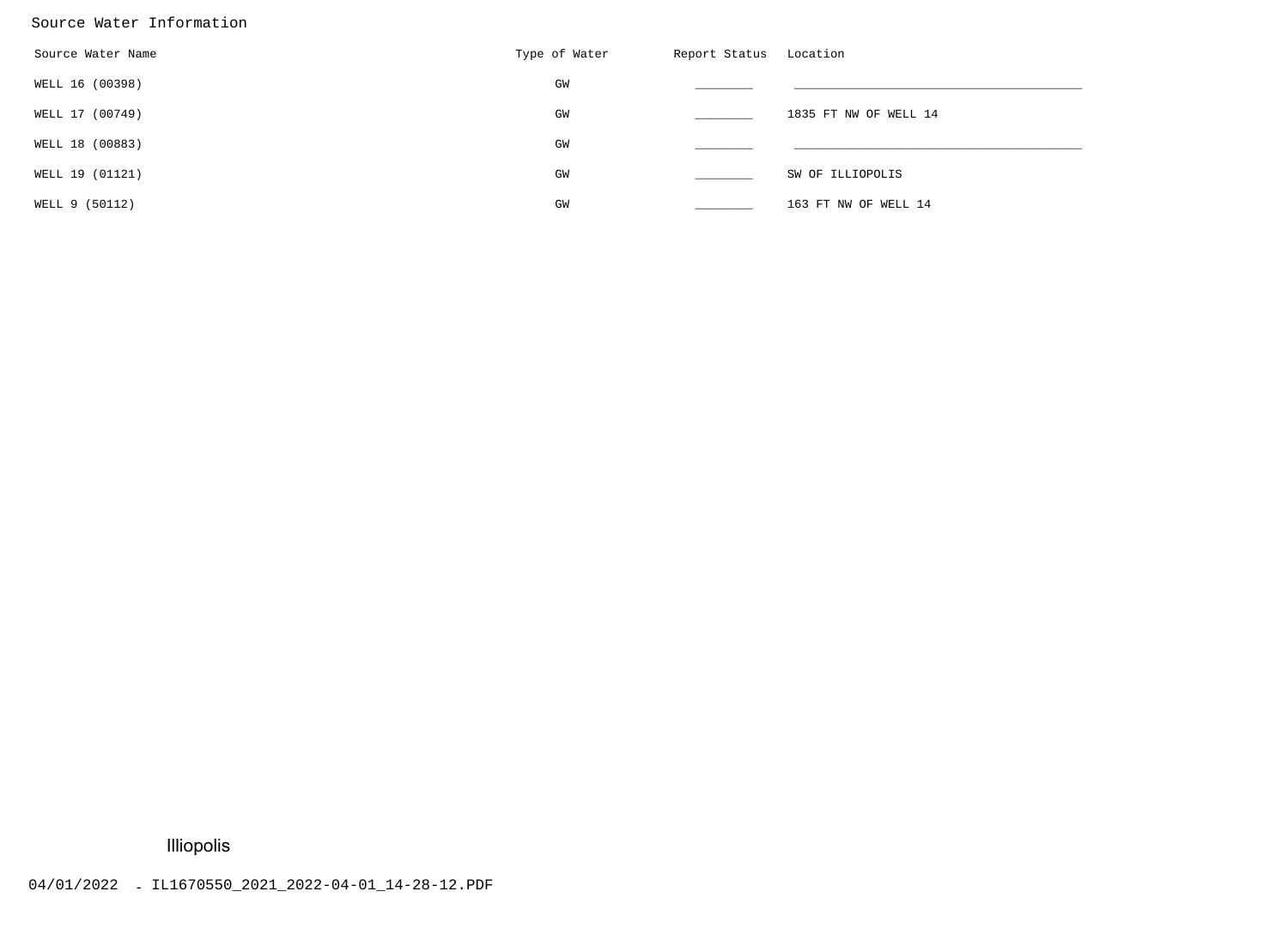Source Water Information

| Source Water Name | Type of Water | Report Status | Location |
| --- | --- | --- | --- |
| WELL 16 (00398) | GW | ________ | ________________________________________ |
| WELL 17 (00749) | GW | ________ | 1835 FT NW OF WELL 14 |
| WELL 18 (00883) | GW | ________ | ________________________________________ |
| WELL 19 (01121) | GW | ________ | SW OF ILLIOPOLIS |
| WELL 9 (50112) | GW | ________ | 163 FT NW OF WELL 14 |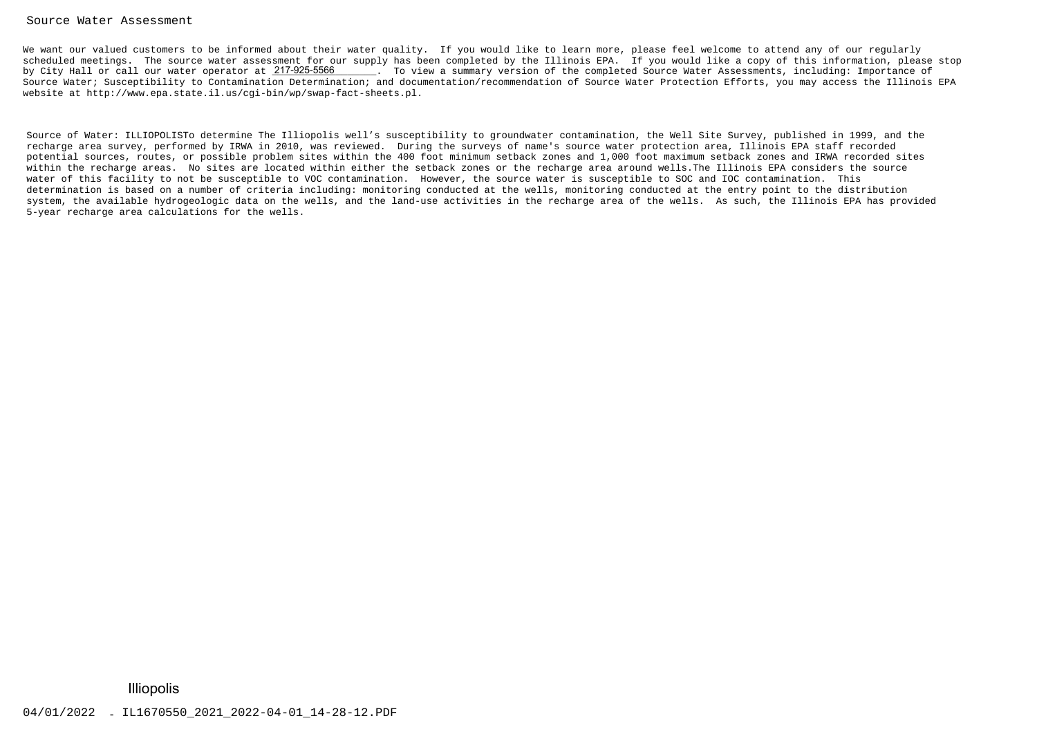## Source Water Assessment

We want our valued customers to be informed about their water quality. If you would like to learn more, please feel welcome to attend any of our regularly scheduled meetings. The source water assessment for our supply has been completed by the Illinois EPA. If you would like a copy of this information, please stop by City Hall or call our water operator at 217-925-5566. To view a summary version of the completed Source Water Assessments, including: Importance of Source Water; Susceptibility to Contamination Determination; and documentation/recommendation of Source Water Protection Efforts, you may access the Illinois EPA website at http://www.epa.state.il.us/cgi-bin/wp/swap-fact-sheets.pl.

Source of Water: ILLIOPOLISTo determine The Illiopolis well's susceptibility to groundwater contamination, the Well Site Survey, published in 1999, and the recharge area survey, performed by IRWA in 2010, was reviewed. During the surveys of name's source water protection area, Illinois EPA staff recorded potential sources, routes, or possible problem sites within the 400 foot minimum setback zones and 1,000 foot maximum setback zones and IRWA recorded sites within the recharge areas. No sites are located within either the setback zones or the recharge area around wells.The Illinois EPA considers the source water of this facility to not be susceptible to VOC contamination. However, the source water is susceptible to SOC and IOC contamination. This determination is based on a number of criteria including: monitoring conducted at the wells, monitoring conducted at the entry point to the distribution system, the available hydrogeologic data on the wells, and the land-use activities in the recharge area of the wells. As such, the Illinois EPA has provided 5-year recharge area calculations for the wells.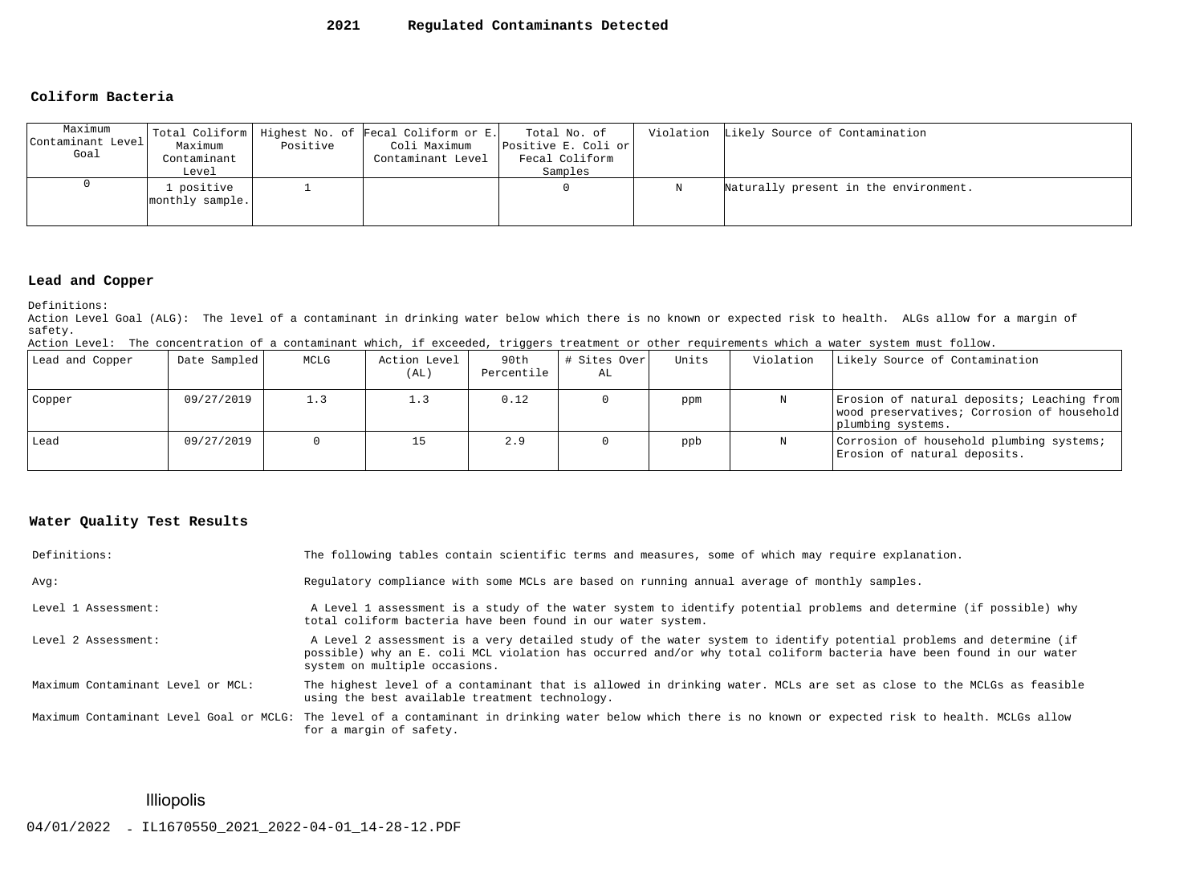# 2021 Regulated Contaminants Detected

## Coliform Bacteria

| Maximum Contaminant Level Goal | Total Coliform Maximum Contaminant Level | Highest No. of Positive | Fecal Coliform or E. Coli Maximum Contaminant Level | Total No. of Positive E. Coli or Fecal Coliform Samples | Violation | Likely Source of Contamination |
|---|---|---|---|---|---|---|
| 0 | 1 positive monthly sample. | 1 | | 0 | N | Naturally present in the environment. |

## Lead and Copper

Definitions:
Action Level Goal (ALG): The level of a contaminant in drinking water below which there is no known or expected risk to health. ALGs allow for a margin of safety.
Action Level: The concentration of a contaminant which, if exceeded, triggers treatment or other requirements which a water system must follow.

| Lead and Copper | Date Sampled | MCLG | Action Level (AL) | 90th Percentile | # Sites Over AL | Units | Violation | Likely Source of Contamination |
|---|---|---|---|---|---|---|---|---|
| Copper | 09/27/2019 | 1.3 | 1.3 | 0.12 | 0 | ppm | N | Erosion of natural deposits; Leaching from wood preservatives; Corrosion of household plumbing systems. |
| Lead | 09/27/2019 | 0 | 15 | 2.9 | 0 | ppb | N | Corrosion of household plumbing systems; Erosion of natural deposits. |

## Water Quality Test Results

| | |
|---|---|
| Definitions: | The following tables contain scientific terms and measures, some of which may require explanation. |
| Avg: | Regulatory compliance with some MCLs are based on running annual average of monthly samples. |
| Level 1 Assessment: | A Level 1 assessment is a study of the water system to identify potential problems and determine (if possible) why total coliform bacteria have been found in our water system. |
| Level 2 Assessment: | A Level 2 assessment is a very detailed study of the water system to identify potential problems and determine (if possible) why an E. coli MCL violation has occurred and/or why total coliform bacteria have been found in our water system on multiple occasions. |
| Maximum Contaminant Level or MCL: | The highest level of a contaminant that is allowed in drinking water. MCLs are set as close to the MCLGs as feasible using the best available treatment technology. |
| Maximum Contaminant Level Goal or MCLG: | The level of a contaminant in drinking water below which there is no known or expected risk to health. MCLGs allow for a margin of safety. |

Illiopolis

04/01/2022 - IL1670550_2021_2022-04-01_14-28-12.PDF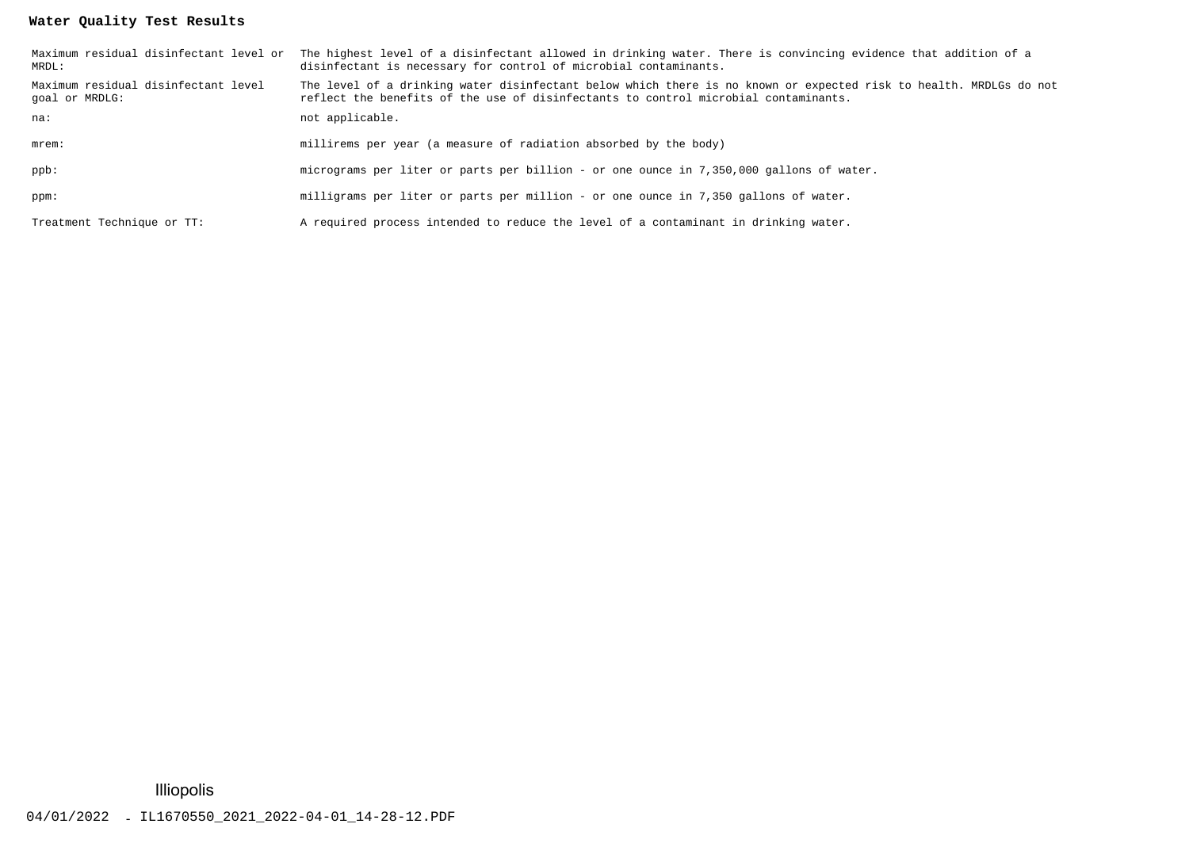**Water Quality Test Results**

| | |
|---|---|
| Maximum residual disinfectant level or MRDL: | The highest level of a disinfectant allowed in drinking water. There is convincing evidence that addition of a disinfectant is necessary for control of microbial contaminants. |
| Maximum residual disinfectant level goal or MRDLG: | The level of a drinking water disinfectant below which there is no known or expected risk to health. MRDLGs do not reflect the benefits of the use of disinfectants to control microbial contaminants. |
| na: | not applicable. |
| mrem: | millirems per year (a measure of radiation absorbed by the body) |
| ppb: | micrograms per liter or parts per billion - or one ounce in 7,350,000 gallons of water. |
| ppm: | milligrams per liter or parts per million - or one ounce in 7,350 gallons of water. |
| Treatment Technique or TT: | A required process intended to reduce the level of a contaminant in drinking water. |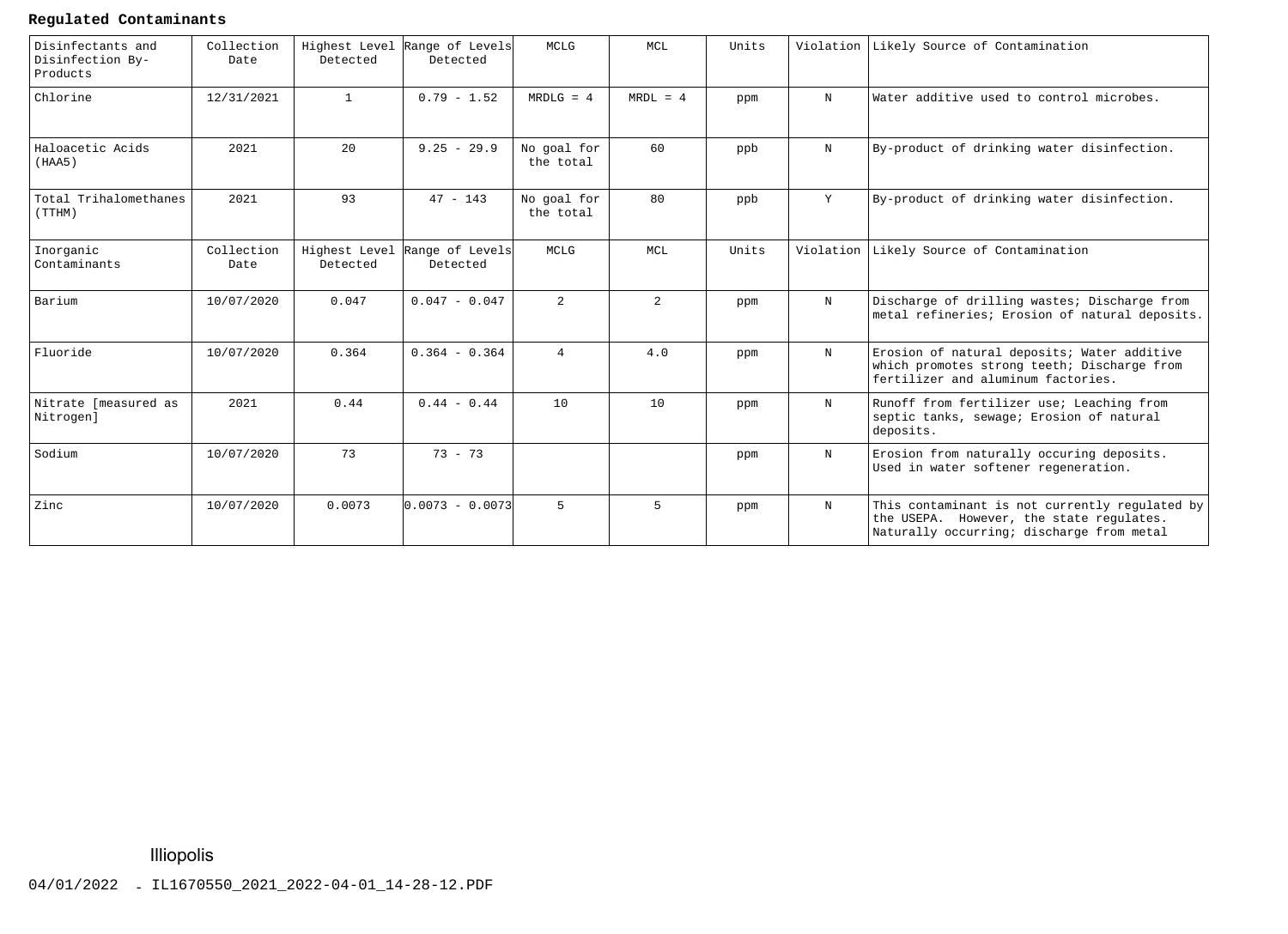**Regulated Contaminants**

| Disinfectants and Disinfection By-Products | Collection Date | Highest Level Detected | Range of Levels Detected | MCLG | MCL | Units | Violation | Likely Source of Contamination |
|---|---|---|---|---|---|---|---|---|
| Chlorine | 12/31/2021 | 1 | 0.79 - 1.52 | MRDLG = 4 | MRDL = 4 | ppm | N | Water additive used to control microbes. |
| Haloacetic Acids (HAA5) | 2021 | 20 | 9.25 - 29.9 | No goal for the total | 60 | ppb | N | By-product of drinking water disinfection. |
| Total Trihalomethanes (TTHM) | 2021 | 93 | 47 - 143 | No goal for the total | 80 | ppb | Y | By-product of drinking water disinfection. |
| **Inorganic Contaminants** | **Collection Date** | **Highest Level Detected** | **Range of Levels Detected** | **MCLG** | **MCL** | **Units** | **Violation** | **Likely Source of Contamination** |
| Barium | 10/07/2020 | 0.047 | 0.047 - 0.047 | 2 | 2 | ppm | N | Discharge of drilling wastes; Discharge from metal refineries; Erosion of natural deposits. |
| Fluoride | 10/07/2020 | 0.364 | 0.364 - 0.364 | 4 | 4.0 | ppm | N | Erosion of natural deposits; Water additive which promotes strong teeth; Discharge from fertilizer and aluminum factories. |
| Nitrate [measured as Nitrogen] | 2021 | 0.44 | 0.44 - 0.44 | 10 | 10 | ppm | N | Runoff from fertilizer use; Leaching from septic tanks, sewage; Erosion of natural deposits. |
| Sodium | 10/07/2020 | 73 | 73 - 73 | | | ppm | N | Erosion from naturally occuring deposits. Used in water softener regeneration. |
| Zinc | 10/07/2020 | 0.0073 | 0.0073 - 0.0073 | 5 | 5 | ppm | N | This contaminant is not currently regulated by the USEPA. However, the state regulates. Naturally occurring; discharge from metal |

Illiopolis

04/01/2022 - IL1670550_2021_2022-04-01_14-28-12.PDF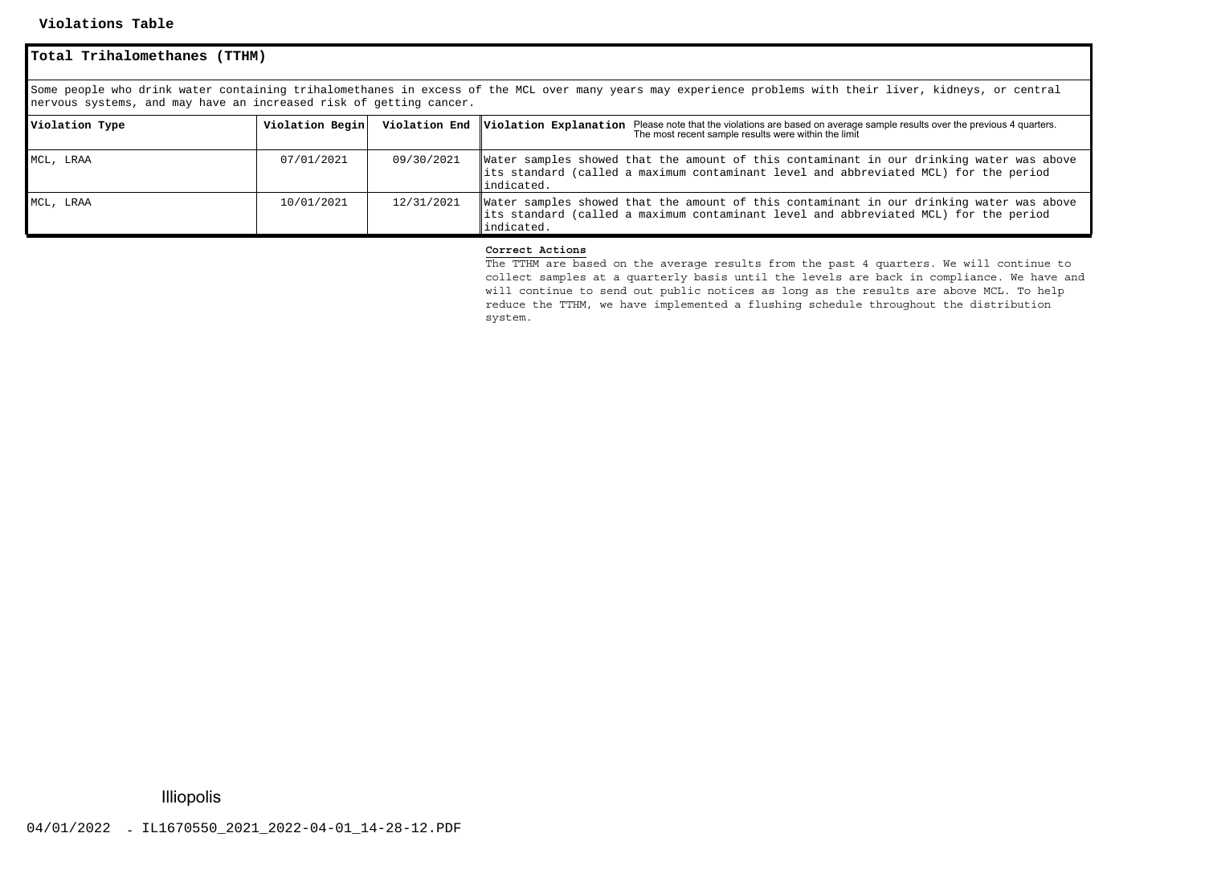**Violations Table**

**Total Trihalomethanes (TTHM)**

Some people who drink water containing trihalomethanes in excess of the MCL over many years may experience problems with their liver, kidneys, or central nervous systems, and may have an increased risk of getting cancer.

| Violation Type | Violation Begin | Violation End | Violation Explanation Please note that the violations are based on average sample results over the previous 4 quarters. The most recent sample results were within the limit |
|---|---|---|---|
| MCL, LRAA | 07/01/2021 | 09/30/2021 | Water samples showed that the amount of this contaminant in our drinking water was above its standard (called a maximum contaminant level and abbreviated MCL) for the period indicated. |
| MCL, LRAA | 10/01/2021 | 12/31/2021 | Water samples showed that the amount of this contaminant in our drinking water was above its standard (called a maximum contaminant level and abbreviated MCL) for the period indicated. |

**Correct Actions**

The TTHM are based on the average results from the past 4 quarters. We will continue to collect samples at a quarterly basis until the levels are back in compliance. We have and will continue to send out public notices as long as the results are above MCL. To help reduce the TTHM, we have implemented a flushing schedule throughout the distribution system.

Illiopolis

04/01/2022 - IL1670550_2021_2022-04-01_14-28-12.PDF